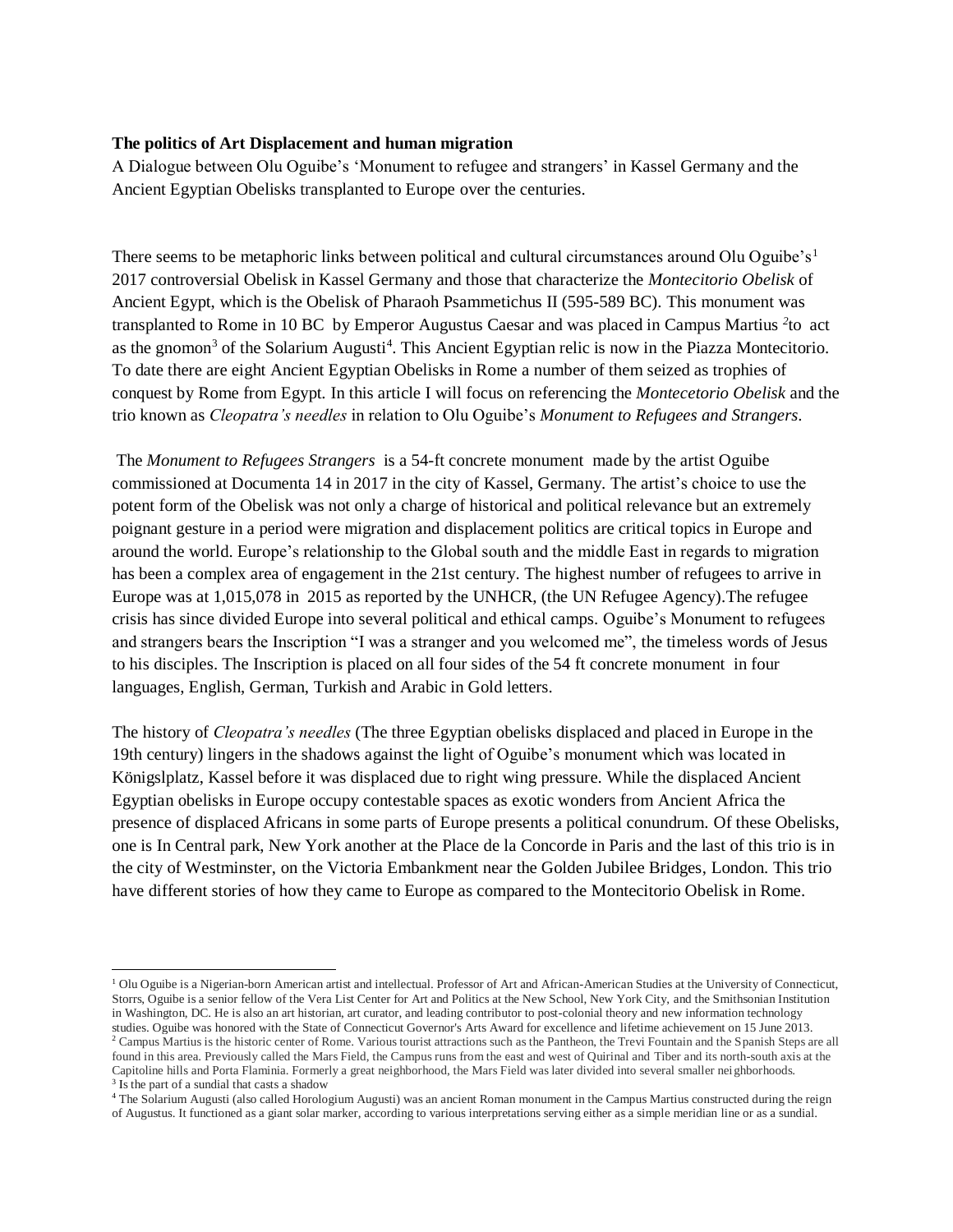**The politics of Art Displacement and human migration**

A Dialogue between Olu Oguibe's 'Monument to refugee and strangers' in Kassel Germany and the Ancient Egyptian Obelisks transplanted to Europe over the centuries.

There seems to be metaphoric links between political and cultural circumstances around Olu Oguibe's[1] 2017 controversial Obelisk in Kassel Germany and those that characterize the *Montecitorio Obelisk* of Ancient Egypt, which is the Obelisk of Pharaoh Psammetichus II (595-589 BC). This monument was transplanted to Rome in 10 BC by Emperor Augustus Caesar and was placed in Campus Martius [2]to act as the gnomon[3] of the Solarium Augusti[4]. This Ancient Egyptian relic is now in the Piazza Montecitorio. To date there are eight Ancient Egyptian Obelisks in Rome a number of them seized as trophies of conquest by Rome from Egypt. In this article I will focus on referencing the *Montecetorio Obelisk* and the trio known as *Cleopatra's needles* in relation to Olu Oguibe's *Monument to Refugees and Strangers*.

The *Monument to Refugees Strangers* is a 54-ft concrete monument made by the artist Oguibe commissioned at Documenta 14 in 2017 in the city of Kassel, Germany. The artist's choice to use the potent form of the Obelisk was not only a charge of historical and political relevance but an extremely poignant gesture in a period were migration and displacement politics are critical topics in Europe and around the world. Europe's relationship to the Global south and the middle East in regards to migration has been a complex area of engagement in the 21st century. The highest number of refugees to arrive in Europe was at 1,015,078 in 2015 as reported by the UNHCR, (the UN Refugee Agency).The refugee crisis has since divided Europe into several political and ethical camps. Oguibe's Monument to refugees and strangers bears the Inscription "I was a stranger and you welcomed me", the timeless words of Jesus to his disciples. The Inscription is placed on all four sides of the 54 ft concrete monument in four languages, English, German, Turkish and Arabic in Gold letters.

The history of *Cleopatra's needles* (The three Egyptian obelisks displaced and placed in Europe in the 19th century) lingers in the shadows against the light of Oguibe's monument which was located in Königslplatz, Kassel before it was displaced due to right wing pressure. While the displaced Ancient Egyptian obelisks in Europe occupy contestable spaces as exotic wonders from Ancient Africa the presence of displaced Africans in some parts of Europe presents a political conundrum. Of these Obelisks, one is In Central park, New York another at the Place de la Concorde in Paris and the last of this trio is in the city of Westminster, on the Victoria Embankment near the Golden Jubilee Bridges, London. This trio have different stories of how they came to Europe as compared to the Montecitorio Obelisk in Rome.

---

[1] Olu Oguibe is a Nigerian-born American artist and intellectual. Professor of Art and African-American Studies at the University of Connecticut, Storrs, Oguibe is a senior fellow of the Vera List Center for Art and Politics at the New School, New York City, and the Smithsonian Institution in Washington, DC. He is also an art historian, art curator, and leading contributor to post-colonial theory and new information technology studies. Oguibe was honored with the State of Connecticut Governor's Arts Award for excellence and lifetime achievement on 15 June 2013.

[2] Campus Martius is the historic center of Rome. Various tourist attractions such as the Pantheon, the Trevi Fountain and the Spanish Steps are all found in this area. Previously called the Mars Field, the Campus runs from the east and west of Quirinal and Tiber and its north-south axis at the Capitoline hills and Porta Flaminia. Formerly a great neighborhood, the Mars Field was later divided into several smaller neighborhoods.

[3] Is the part of a sundial that casts a shadow

[4] The Solarium Augusti (also called Horologium Augusti) was an ancient Roman monument in the Campus Martius constructed during the reign of Augustus. It functioned as a giant solar marker, according to various interpretations serving either as a simple meridian line or as a sundial.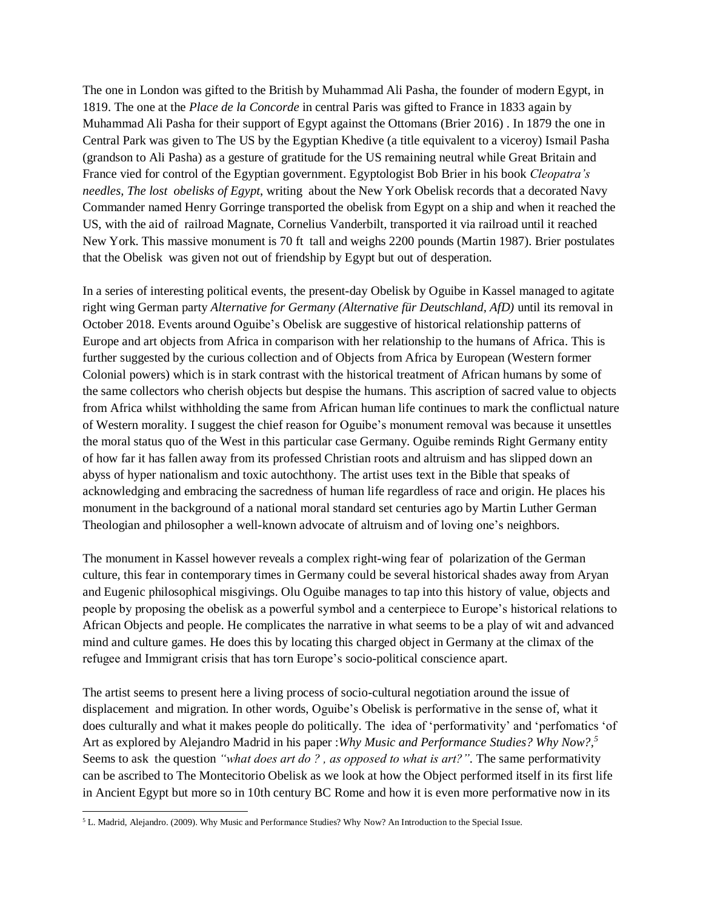The one in London was gifted to the British by Muhammad Ali Pasha, the founder of modern Egypt, in 1819. The one at the *Place de la Concorde* in central Paris was gifted to France in 1833 again by Muhammad Ali Pasha for their support of Egypt against the Ottomans (Brier 2016) . In 1879 the one in Central Park was given to The US by the Egyptian Khedive (a title equivalent to a viceroy) Ismail Pasha (grandson to Ali Pasha) as a gesture of gratitude for the US remaining neutral while Great Britain and France vied for control of the Egyptian government. Egyptologist Bob Brier in his book *Cleopatra's needles, The lost obelisks of Egypt*, writing about the New York Obelisk records that a decorated Navy Commander named Henry Gorringe transported the obelisk from Egypt on a ship and when it reached the US, with the aid of railroad Magnate, Cornelius Vanderbilt, transported it via railroad until it reached New York. This massive monument is 70 ft tall and weighs 2200 pounds (Martin 1987). Brier postulates that the Obelisk was given not out of friendship by Egypt but out of desperation.

In a series of interesting political events, the present-day Obelisk by Oguibe in Kassel managed to agitate right wing German party *Alternative for Germany (Alternative für Deutschland, AfD)* until its removal in October 2018. Events around Oguibe's Obelisk are suggestive of historical relationship patterns of Europe and art objects from Africa in comparison with her relationship to the humans of Africa. This is further suggested by the curious collection and of Objects from Africa by European (Western former Colonial powers) which is in stark contrast with the historical treatment of African humans by some of the same collectors who cherish objects but despise the humans. This ascription of sacred value to objects from Africa whilst withholding the same from African human life continues to mark the conflictual nature of Western morality. I suggest the chief reason for Oguibe's monument removal was because it unsettles the moral status quo of the West in this particular case Germany. Oguibe reminds Right Germany entity of how far it has fallen away from its professed Christian roots and altruism and has slipped down an abyss of hyper nationalism and toxic autochthony. The artist uses text in the Bible that speaks of acknowledging and embracing the sacredness of human life regardless of race and origin. He places his monument in the background of a national moral standard set centuries ago by Martin Luther German Theologian and philosopher a well-known advocate of altruism and of loving one's neighbors.

The monument in Kassel however reveals a complex right-wing fear of polarization of the German culture, this fear in contemporary times in Germany could be several historical shades away from Aryan and Eugenic philosophical misgivings. Olu Oguibe manages to tap into this history of value, objects and people by proposing the obelisk as a powerful symbol and a centerpiece to Europe's historical relations to African Objects and people. He complicates the narrative in what seems to be a play of wit and advanced mind and culture games. He does this by locating this charged object in Germany at the climax of the refugee and Immigrant crisis that has torn Europe's socio-political conscience apart.

The artist seems to present here a living process of socio-cultural negotiation around the issue of displacement and migration. In other words, Oguibe's Obelisk is performative in the sense of, what it does culturally and what it makes people do politically. The idea of 'performativity' and 'perfomatics 'of Art as explored by Alejandro Madrid in his paper :*Why Music and Performance Studies? Why Now?*,[5] Seems to ask the question *"what does art do ? , as opposed to what is art?"*. The same performativity can be ascribed to The Montecitorio Obelisk as we look at how the Object performed itself in its first life in Ancient Egypt but more so in 10th century BC Rome and how it is even more performative now in its

[5] L. Madrid, Alejandro. (2009). Why Music and Performance Studies? Why Now? An Introduction to the Special Issue.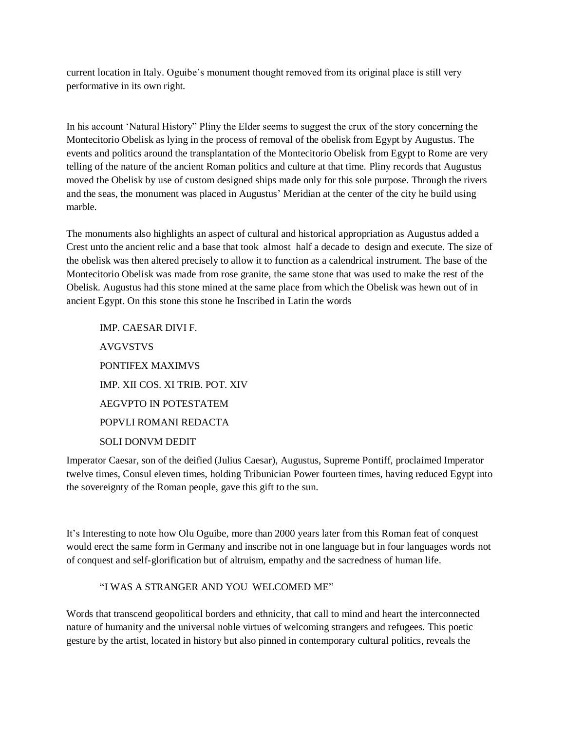current location in Italy. Oguibe's monument thought removed from its original place is still very performative in its own right.

In his account 'Natural History" Pliny the Elder seems to suggest the crux of the story concerning the Montecitorio Obelisk as lying in the process of removal of the obelisk from Egypt by Augustus. The events and politics around the transplantation of the Montecitorio Obelisk from Egypt to Rome are very telling of the nature of the ancient Roman politics and culture at that time. Pliny records that Augustus moved the Obelisk by use of custom designed ships made only for this sole purpose. Through the rivers and the seas, the monument was placed in Augustus' Meridian at the center of the city he build using marble.

The monuments also highlights an aspect of cultural and historical appropriation as Augustus added a Crest unto the ancient relic and a base that took almost half a decade to design and execute. The size of the obelisk was then altered precisely to allow it to function as a calendrical instrument. The base of the Montecitorio Obelisk was made from rose granite, the same stone that was used to make the rest of the Obelisk. Augustus had this stone mined at the same place from which the Obelisk was hewn out of in ancient Egypt. On this stone this stone he Inscribed in Latin the words

> IMP. CAESAR DIVI F.
>
> AVGVSTVS
>
> PONTIFEX MAXIMVS
>
> IMP. XII COS. XI TRIB. POT. XIV
>
> AEGVPTO IN POTESTATEM
>
> POPVLI ROMANI REDACTA
>
> SOLI DONVM DEDIT

Imperator Caesar, son of the deified (Julius Caesar), Augustus, Supreme Pontiff, proclaimed Imperator twelve times, Consul eleven times, holding Tribunician Power fourteen times, having reduced Egypt into the sovereignty of the Roman people, gave this gift to the sun.

It's Interesting to note how Olu Oguibe, more than 2000 years later from this Roman feat of conquest would erect the same form in Germany and inscribe not in one language but in four languages words not of conquest and self-glorification but of altruism, empathy and the sacredness of human life.

> "I WAS A STRANGER AND YOU WELCOMED ME"

Words that transcend geopolitical borders and ethnicity, that call to mind and heart the interconnected nature of humanity and the universal noble virtues of welcoming strangers and refugees. This poetic gesture by the artist, located in history but also pinned in contemporary cultural politics, reveals the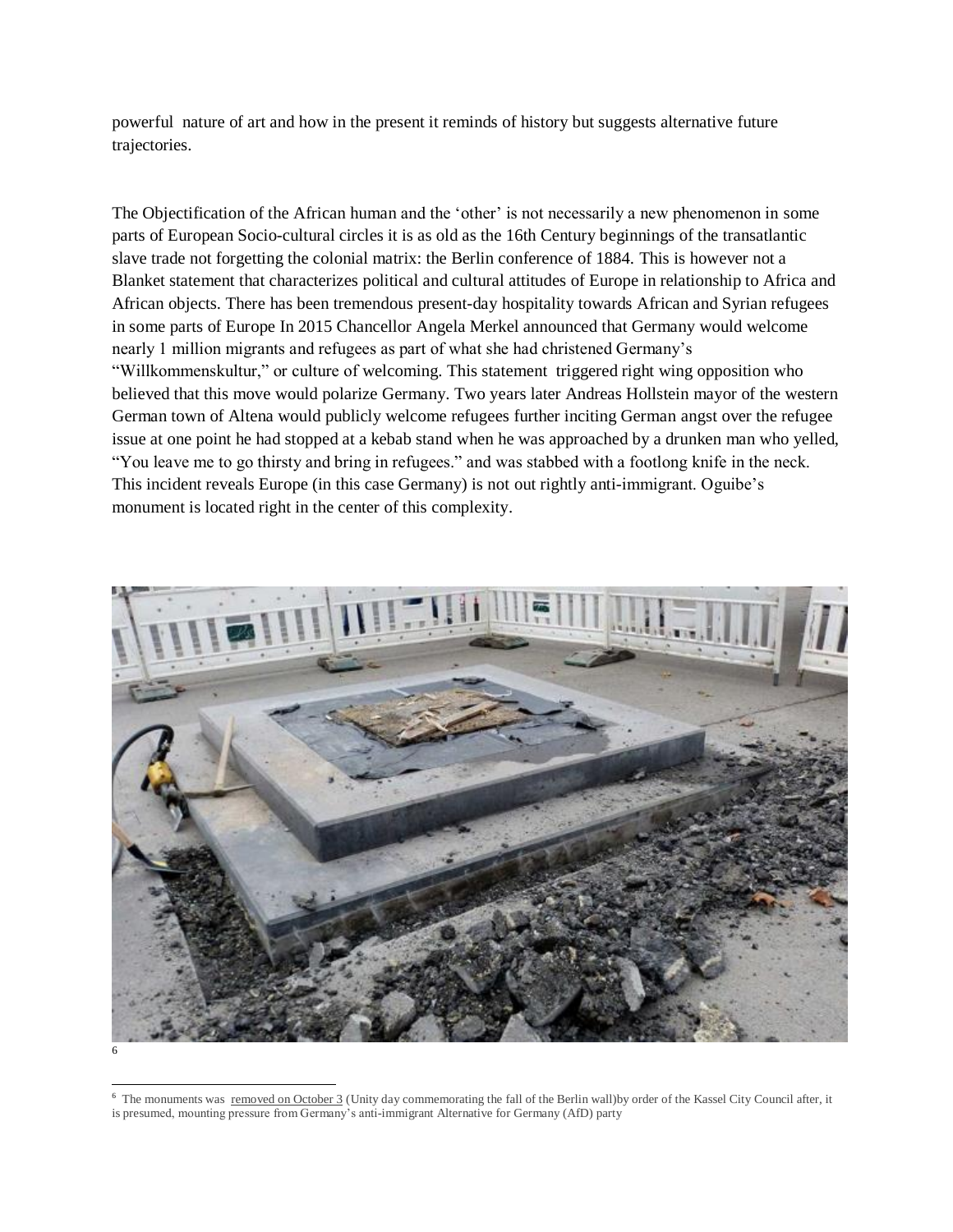powerful nature of art and how in the present it reminds of history but suggests alternative future trajectories.

The Objectification of the African human and the 'other' is not necessarily a new phenomenon in some parts of European Socio-cultural circles it is as old as the 16th Century beginnings of the transatlantic slave trade not forgetting the colonial matrix: the Berlin conference of 1884. This is however not a Blanket statement that characterizes political and cultural attitudes of Europe in relationship to Africa and African objects. There has been tremendous present-day hospitality towards African and Syrian refugees in some parts of Europe In 2015 Chancellor Angela Merkel announced that Germany would welcome nearly 1 million migrants and refugees as part of what she had christened Germany's "Willkommenskultur," or culture of welcoming. This statement triggered right wing opposition who believed that this move would polarize Germany. Two years later Andreas Hollstein mayor of the western German town of Altena would publicly welcome refugees further inciting German angst over the refugee issue at one point he had stopped at a kebab stand when he was approached by a drunken man who yelled, "You leave me to go thirsty and bring in refugees." and was stabbed with a footlong knife in the neck. This incident reveals Europe (in this case Germany) is not out rightly anti-immigrant. Oguibe's monument is located right in the center of this complexity.

[6]

[6] The monuments was removed on October 3 (Unity day commemorating the fall of the Berlin wall)by order of the Kassel City Council after, it is presumed, mounting pressure from Germany's anti-immigrant Alternative for Germany (AfD) party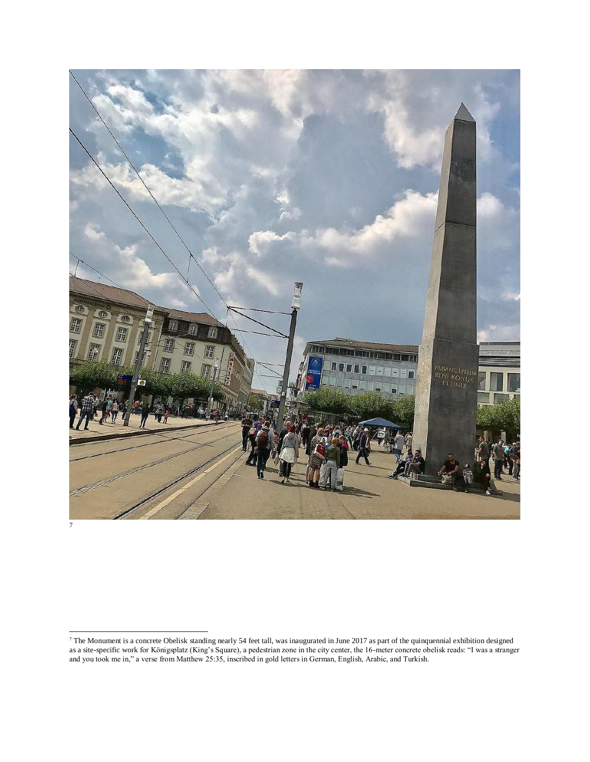[7]

---

[7] The Monument is a concrete Obelisk standing nearly 54 feet tall, was inaugurated in June 2017 as part of the quinquennial exhibition designed as a site-specific work for Königsplatz (King's Square), a pedestrian zone in the city center, the 16-meter concrete obelisk reads: "I was a stranger and you took me in," a verse from Matthew 25:35, inscribed in gold letters in German, English, Arabic, and Turkish.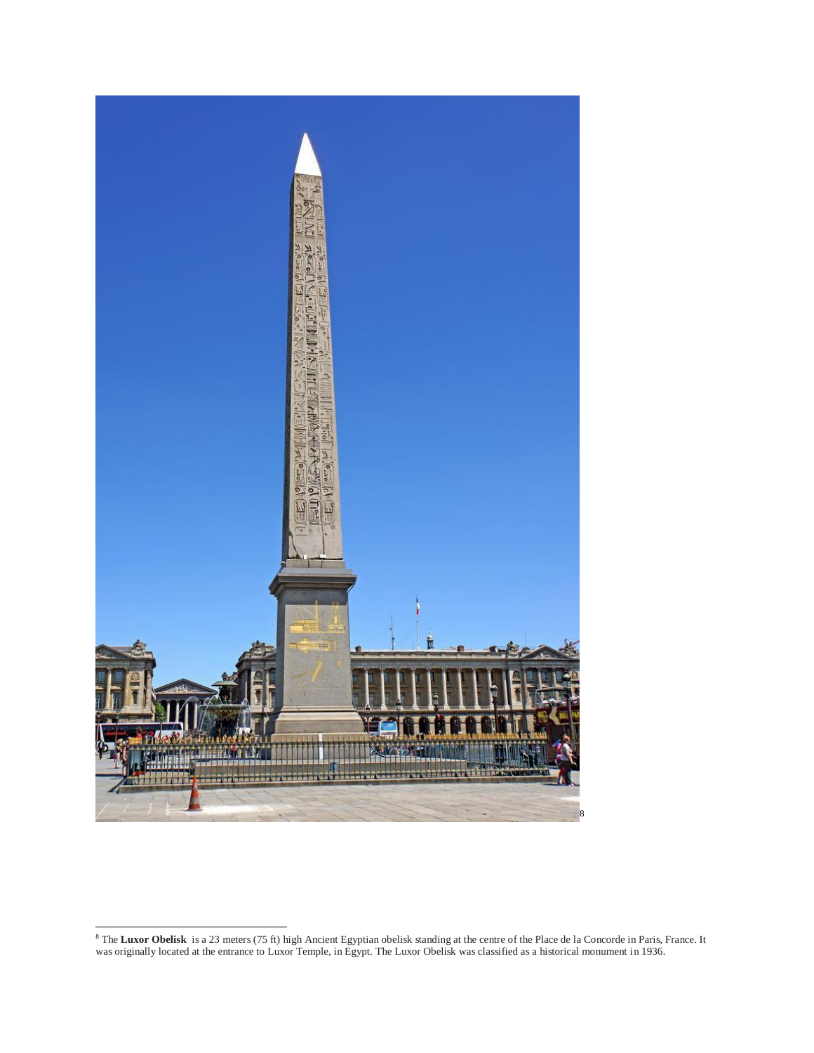[8]

[8] The **Luxor Obelisk** is a 23 meters (75 ft) high Ancient Egyptian obelisk standing at the centre of the Place de la Concorde in Paris, France. It was originally located at the entrance to Luxor Temple, in Egypt. The Luxor Obelisk was classified as a historical monument in 1936.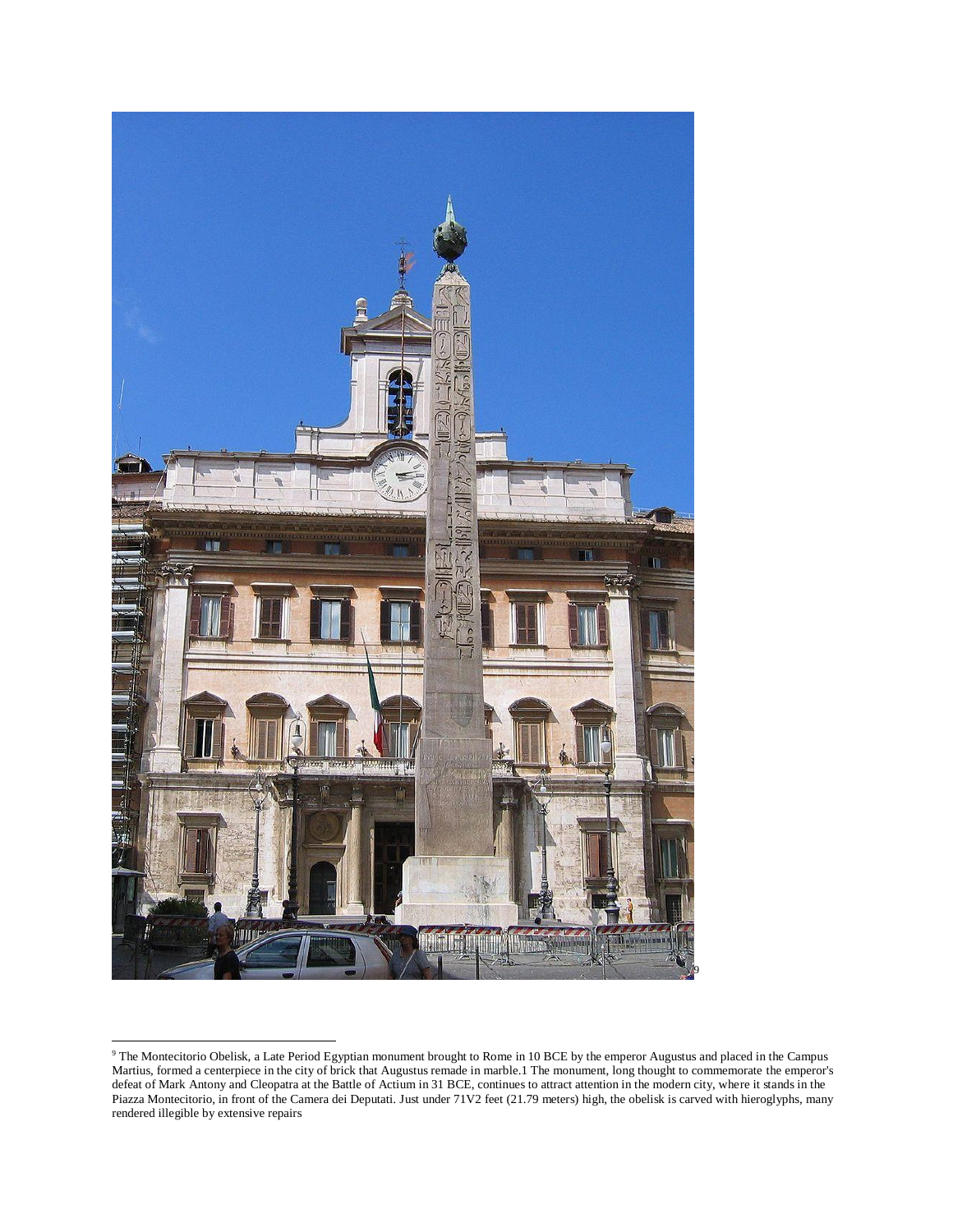[9] The Montecitorio Obelisk, a Late Period Egyptian monument brought to Rome in 10 BCE by the emperor Augustus and placed in the Campus Martius, formed a centerpiece in the city of brick that Augustus remade in marble.1 The monument, long thought to commemorate the emperor's defeat of Mark Antony and Cleopatra at the Battle of Actium in 31 BCE, continues to attract attention in the modern city, where it stands in the Piazza Montecitorio, in front of the Camera dei Deputati. Just under 71V2 feet (21.79 meters) high, the obelisk is carved with hieroglyphs, many rendered illegible by extensive repairs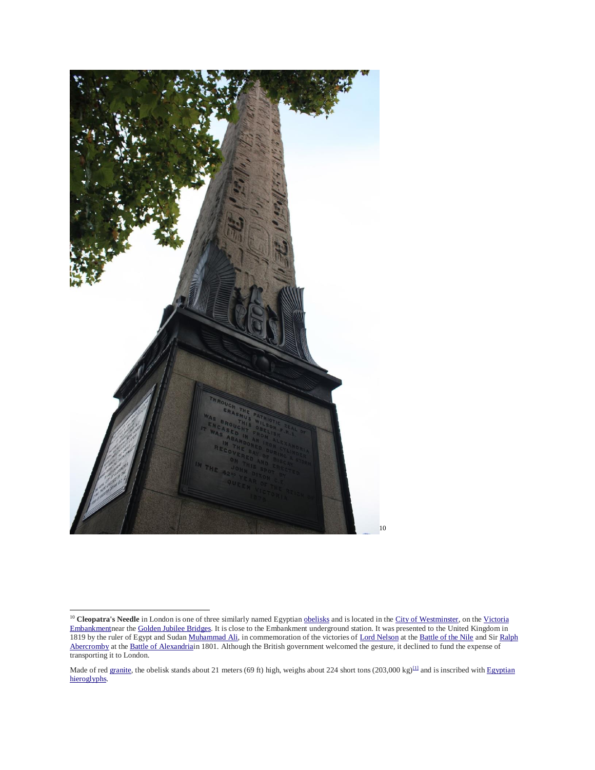[10]

[10] **Cleopatra's Needle** in London is one of three similarly named Egyptian obelisks and is located in the City of Westminster, on the Victoria Embankmentnear the Golden Jubilee Bridges. It is close to the Embankment underground station. It was presented to the United Kingdom in 1819 by the ruler of Egypt and Sudan Muhammad Ali, in commemoration of the victories of Lord Nelson at the Battle of the Nile and Sir Ralph Abercromby at the Battle of Alexandriain 1801. Although the British government welcomed the gesture, it declined to fund the expense of transporting it to London.

Made of red granite, the obelisk stands about 21 meters (69 ft) high, weighs about 224 short tons (203,000 kg)[1] and is inscribed with Egyptian hieroglyphs.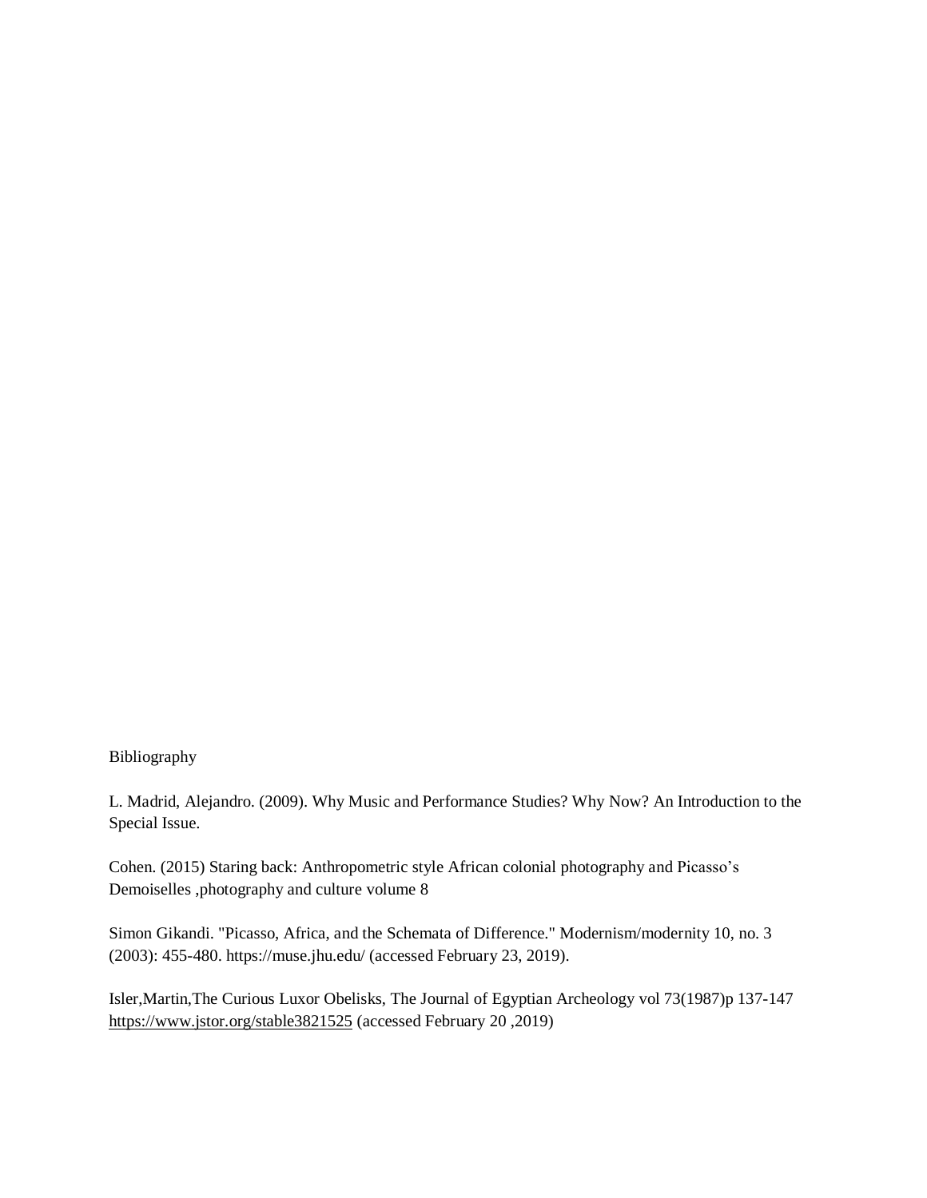Bibliography

L. Madrid, Alejandro. (2009). Why Music and Performance Studies? Why Now? An Introduction to the Special Issue.

Cohen. (2015) Staring back: Anthropometric style African colonial photography and Picasso's Demoiselles ,photography and culture volume 8

Simon Gikandi. "Picasso, Africa, and the Schemata of Difference." Modernism/modernity 10, no. 3 (2003): 455-480. https://muse.jhu.edu/ (accessed February 23, 2019).

Isler,Martin,The Curious Luxor Obelisks, The Journal of Egyptian Archeology vol 73(1987)p 137-147 https://www.jstor.org/stable3821525 (accessed February 20 ,2019)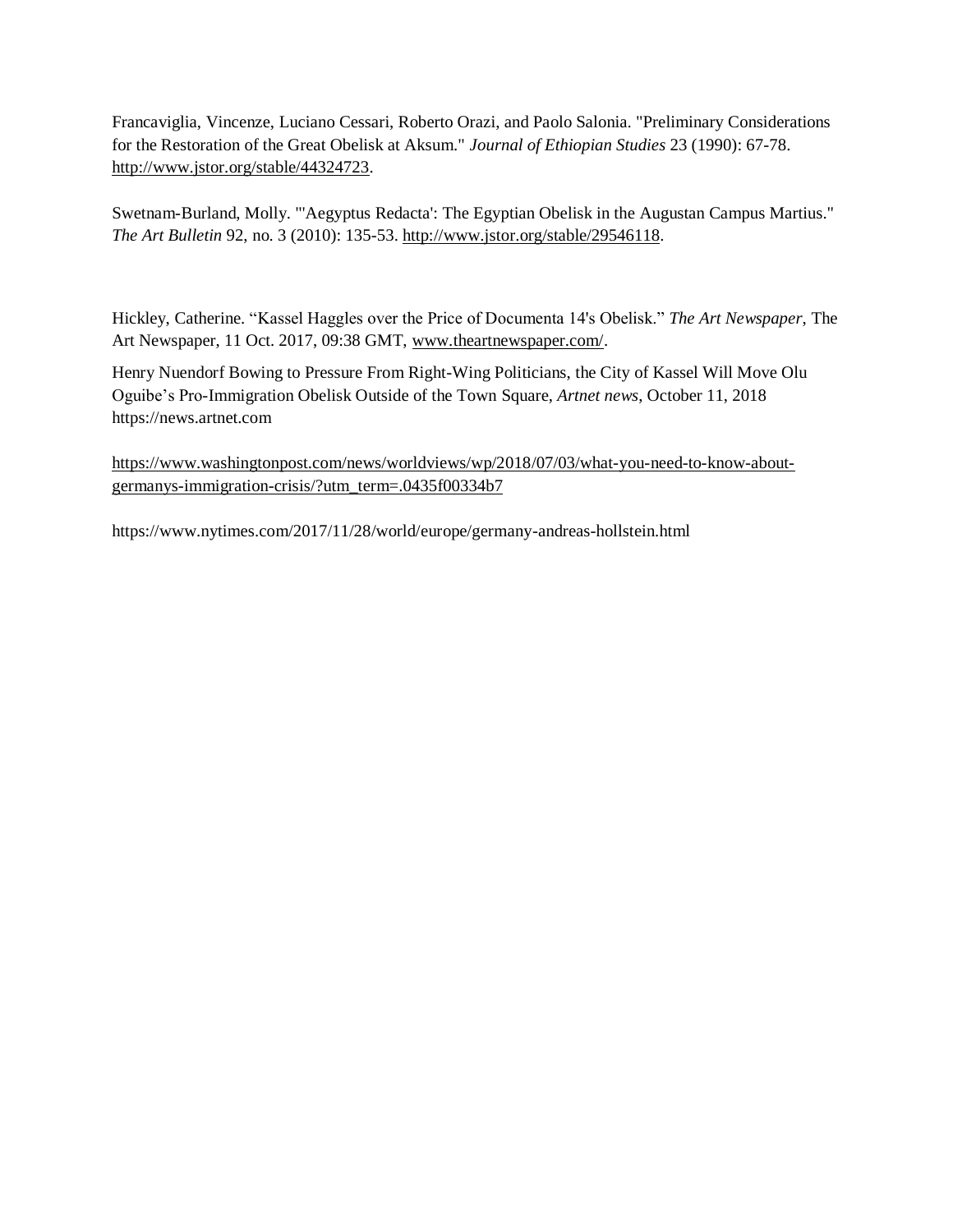Francaviglia, Vincenze, Luciano Cessari, Roberto Orazi, and Paolo Salonia. "Preliminary Considerations for the Restoration of the Great Obelisk at Aksum." *Journal of Ethiopian Studies* 23 (1990): 67-78. http://www.jstor.org/stable/44324723.

Swetnam-Burland, Molly. "'Aegyptus Redacta': The Egyptian Obelisk in the Augustan Campus Martius." *The Art Bulletin* 92, no. 3 (2010): 135-53. http://www.jstor.org/stable/29546118.

Hickley, Catherine. "Kassel Haggles over the Price of Documenta 14's Obelisk." *The Art Newspaper*, The Art Newspaper, 11 Oct. 2017, 09:38 GMT, www.theartnewspaper.com/.

Henry Nuendorf Bowing to Pressure From Right-Wing Politicians, the City of Kassel Will Move Olu Oguibe's Pro-Immigration Obelisk Outside of the Town Square, *Artnet news*, October 11, 2018 https://news.artnet.com

https://www.washingtonpost.com/news/worldviews/wp/2018/07/03/what-you-need-to-know-about-germanys-immigration-crisis/?utm_term=.0435f00334b7

https://www.nytimes.com/2017/11/28/world/europe/germany-andreas-hollstein.html